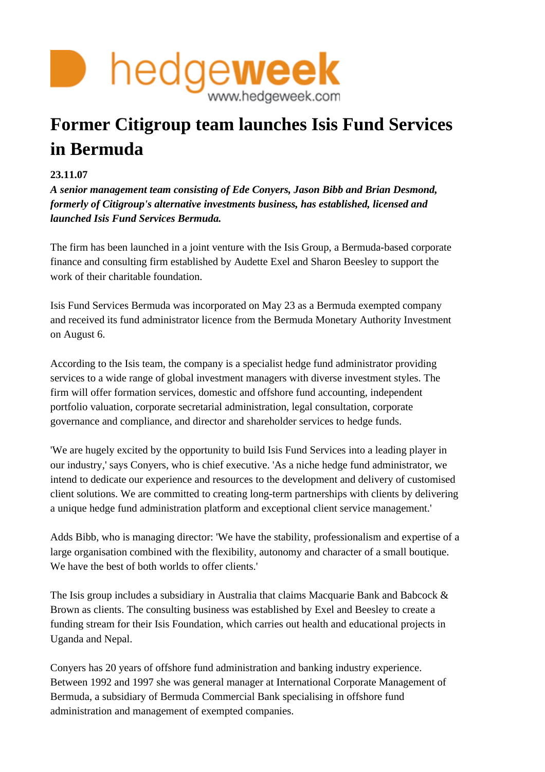hedgeweek
www.hedgeweek.com

# Former Citigroup team launches Isis Fund Services in Bermuda

**23.11.07**

***A senior management team consisting of Ede Conyers, Jason Bibb and Brian Desmond, formerly of Citigroup's alternative investments business, has established, licensed and launched Isis Fund Services Bermuda.***

The firm has been launched in a joint venture with the Isis Group, a Bermuda-based corporate finance and consulting firm established by Audette Exel and Sharon Beesley to support the work of their charitable foundation.

Isis Fund Services Bermuda was incorporated on May 23 as a Bermuda exempted company and received its fund administrator licence from the Bermuda Monetary Authority Investment on August 6.

According to the Isis team, the company is a specialist hedge fund administrator providing services to a wide range of global investment managers with diverse investment styles. The firm will offer formation services, domestic and offshore fund accounting, independent portfolio valuation, corporate secretarial administration, legal consultation, corporate governance and compliance, and director and shareholder services to hedge funds.

'We are hugely excited by the opportunity to build Isis Fund Services into a leading player in our industry,' says Conyers, who is chief executive. 'As a niche hedge fund administrator, we intend to dedicate our experience and resources to the development and delivery of customised client solutions. We are committed to creating long-term partnerships with clients by delivering a unique hedge fund administration platform and exceptional client service management.'

Adds Bibb, who is managing director: 'We have the stability, professionalism and expertise of a large organisation combined with the flexibility, autonomy and character of a small boutique. We have the best of both worlds to offer clients.'

The Isis group includes a subsidiary in Australia that claims Macquarie Bank and Babcock & Brown as clients. The consulting business was established by Exel and Beesley to create a funding stream for their Isis Foundation, which carries out health and educational projects in Uganda and Nepal.

Conyers has 20 years of offshore fund administration and banking industry experience. Between 1992 and 1997 she was general manager at International Corporate Management of Bermuda, a subsidiary of Bermuda Commercial Bank specialising in offshore fund administration and management of exempted companies.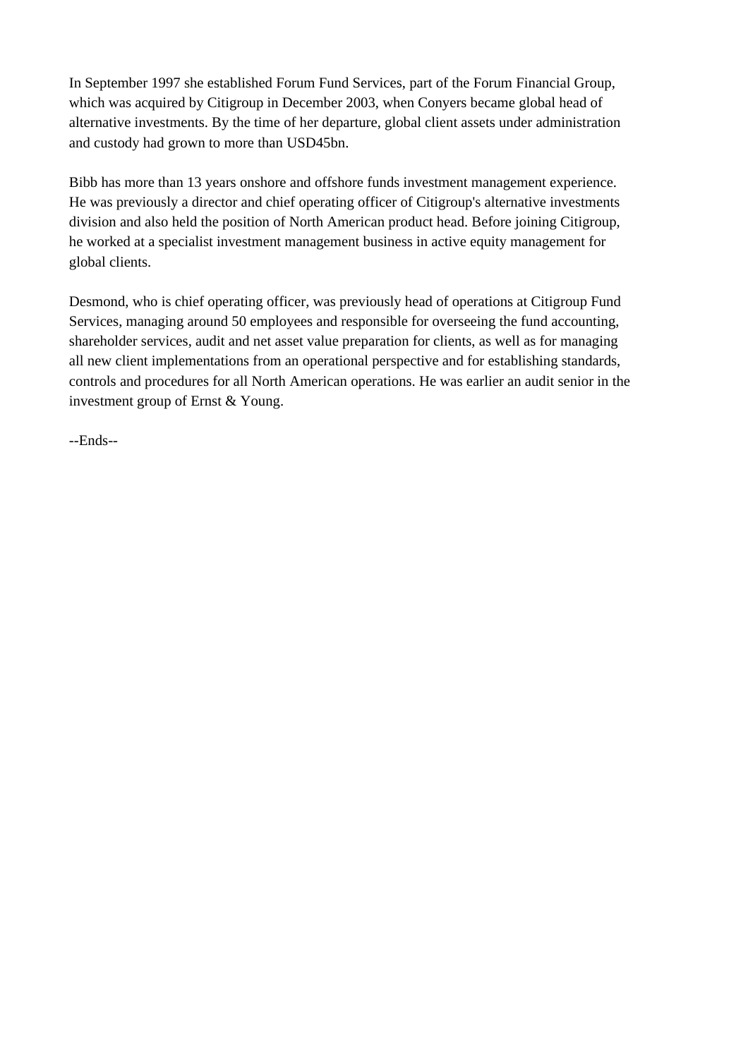In September 1997 she established Forum Fund Services, part of the Forum Financial Group, which was acquired by Citigroup in December 2003, when Conyers became global head of alternative investments. By the time of her departure, global client assets under administration and custody had grown to more than USD45bn.

Bibb has more than 13 years onshore and offshore funds investment management experience. He was previously a director and chief operating officer of Citigroup's alternative investments division and also held the position of North American product head. Before joining Citigroup, he worked at a specialist investment management business in active equity management for global clients.

Desmond, who is chief operating officer, was previously head of operations at Citigroup Fund Services, managing around 50 employees and responsible for overseeing the fund accounting, shareholder services, audit and net asset value preparation for clients, as well as for managing all new client implementations from an operational perspective and for establishing standards, controls and procedures for all North American operations. He was earlier an audit senior in the investment group of Ernst & Young.

--Ends--